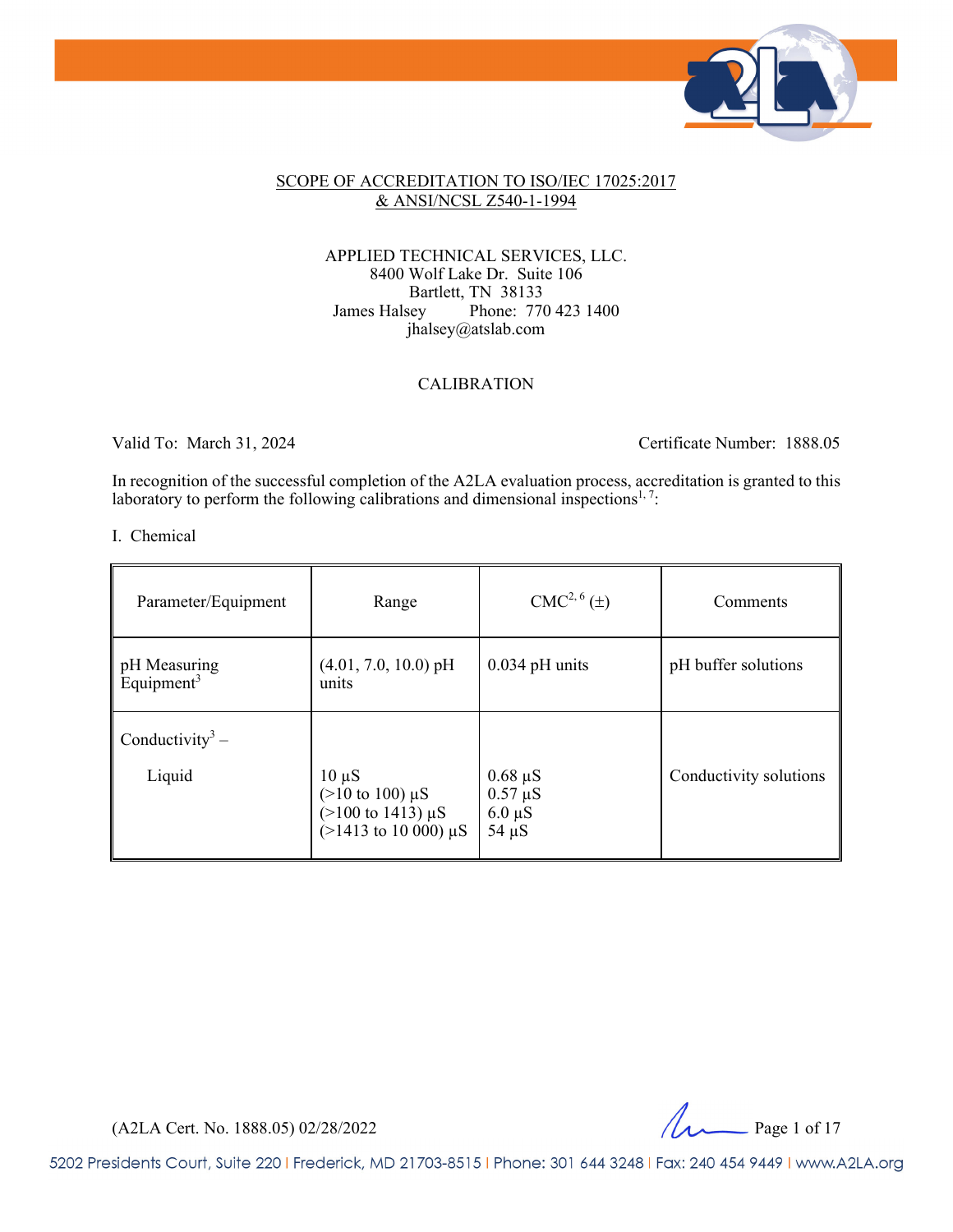SCOPE OF ACCREDITATION TO ISO/IEC 17025:2017
& ANSI/NCSL Z540-1-1994

APPLIED TECHNICAL SERVICES, LLC.
8400 Wolf Lake Dr. Suite 106
Bartlett, TN 38133
James Halsey Phone: 770 423 1400
jhalsey@atslab.com

CALIBRATION

Valid To: March 31, 2024 Certificate Number: 1888.05

In recognition of the successful completion of the A2LA evaluation process, accreditation is granted to this laboratory to perform the following calibrations and dimensional inspections[1, 7]:

I. Chemical

| Parameter/Equipment | Range | CMC[2, 6] (±) | Comments |
|---|---|---|---|
| pH Measuring Equipment[3] | (4.01, 7.0, 10.0) pH units | 0.034 pH units | pH buffer solutions |
| Conductivity[3] – Liquid | 10 µS<br>(>10 to 100) µS<br>(>100 to 1413) µS<br>(>1413 to 10 000) µS | 0.68 µS<br>0.57 µS<br>6.0 µS<br>54 µS | Conductivity solutions |

(A2LA Cert. No. 1888.05) 02/28/2022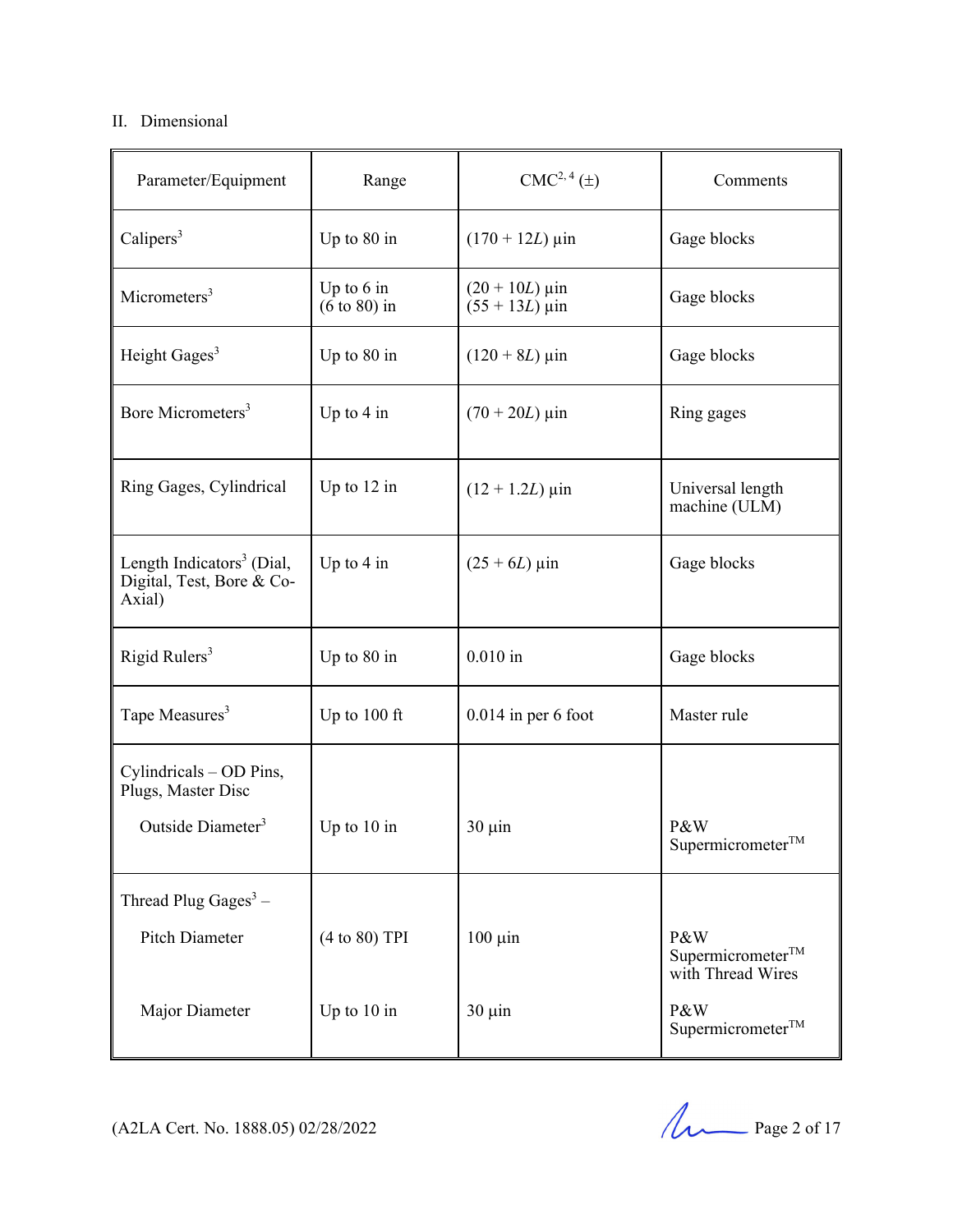II. Dimensional

| Parameter/Equipment | Range | CMC[2, 4] (±) | Comments |
|---|---|---|---|
| Calipers[3] | Up to 80 in | (170 + 12$L$) µin | Gage blocks |
| Micrometers[3] | Up to 6 in<br>(6 to 80) in | (20 + 10$L$) µin<br>(55 + 13$L$) µin | Gage blocks |
| Height Gages[3] | Up to 80 in | (120 + 8$L$) µin | Gage blocks |
| Bore Micrometers[3] | Up to 4 in | (70 + 20$L$) µin | Ring gages |
| Ring Gages, Cylindrical | Up to 12 in | (12 + 1.2$L$) µin | Universal length machine (ULM) |
| Length Indicators[3] (Dial, Digital, Test, Bore & Co-Axial) | Up to 4 in | (25 + 6$L$) µin | Gage blocks |
| Rigid Rulers[3] | Up to 80 in | 0.010 in | Gage blocks |
| Tape Measures[3] | Up to 100 ft | 0.014 in per 6 foot | Master rule |
| Cylindricals – OD Pins, Plugs, Master Disc | | | |
| Outside Diameter[3] | Up to 10 in | 30 µin | P&W Supermicrometer™ |
| Thread Plug Gages[3] – | | | |
| Pitch Diameter | (4 to 80) TPI | 100 µin | P&W Supermicrometer™ with Thread Wires |
| Major Diameter | Up to 10 in | 30 µin | P&W Supermicrometer™ |

(A2LA Cert. No. 1888.05) 02/28/2022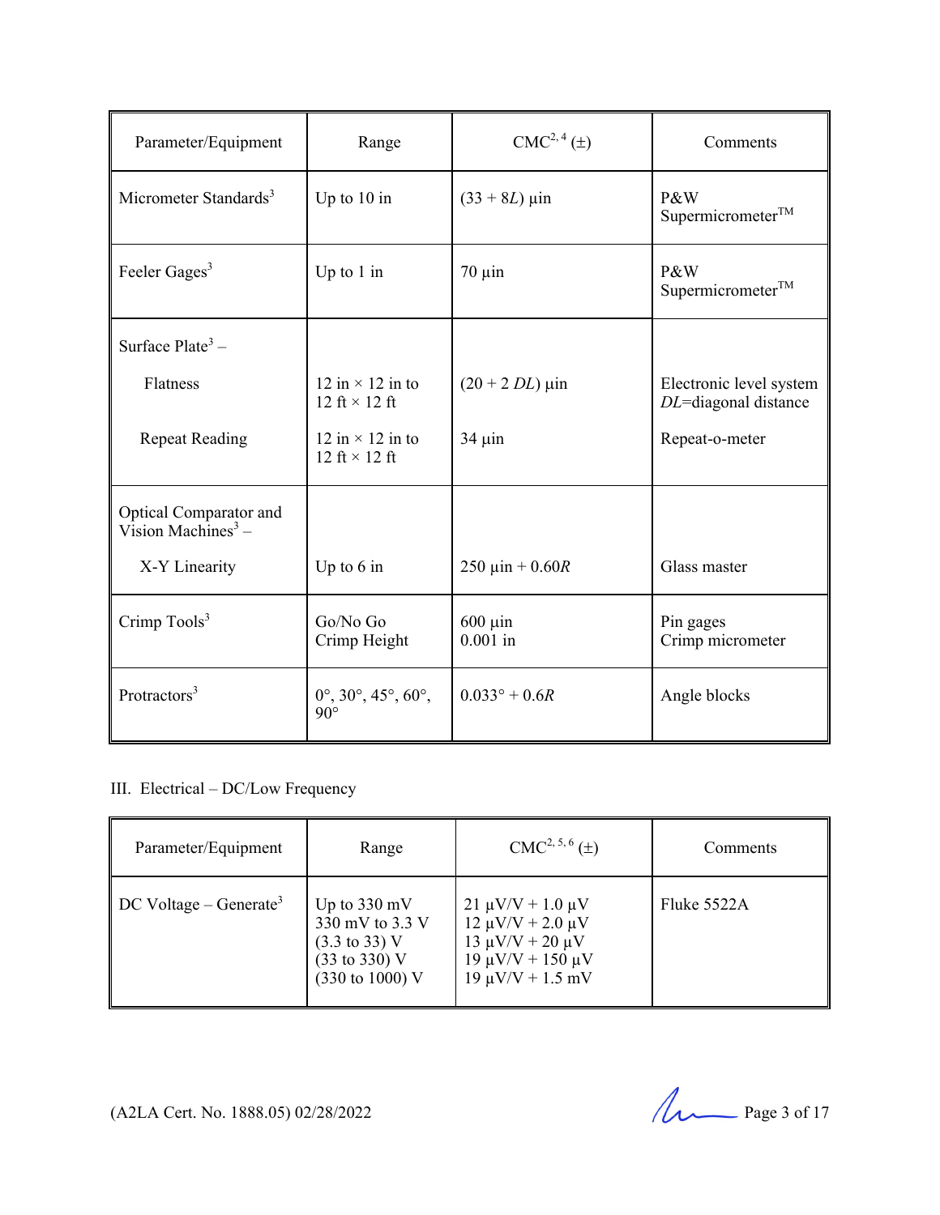| Parameter/Equipment | Range | CMC[2, 4] (±) | Comments |
|---|---|---|---|
| Micrometer Standards[3] | Up to 10 in | $(33 + 8L)$ µin | P&W Supermicrometer™ |
| Feeler Gages[3] | Up to 1 in | 70 µin | P&W Supermicrometer™ |
| Surface Plate[3] – | | | |
| Flatness | 12 in × 12 in to 12 ft × 12 ft | $(20 + 2\ DL)$ µin | Electronic level system *DL*=diagonal distance |
| Repeat Reading | 12 in × 12 in to 12 ft × 12 ft | 34 µin | Repeat-o-meter |
| Optical Comparator and Vision Machines[3] – | | | |
| X-Y Linearity | Up to 6 in | 250 µin + $0.60R$ | Glass master |
| Crimp Tools[3] | Go/No Go<br>Crimp Height | 600 µin<br>0.001 in | Pin gages<br>Crimp micrometer |
| Protractors[3] | 0°, 30°, 45°, 60°, 90° | 0.033° + $0.6R$ | Angle blocks |

III. Electrical – DC/Low Frequency

| Parameter/Equipment | Range | CMC[2, 5, 6] (±) | Comments |
|---|---|---|---|
| DC Voltage – Generate[3] | Up to 330 mV<br>330 mV to 3.3 V<br>(3.3 to 33) V<br>(33 to 330) V<br>(330 to 1000) V | 21 µV/V + 1.0 µV<br>12 µV/V + 2.0 µV<br>13 µV/V + 20 µV<br>19 µV/V + 150 µV<br>19 µV/V + 1.5 mV | Fluke 5522A |

(A2LA Cert. No. 1888.05) 02/28/2022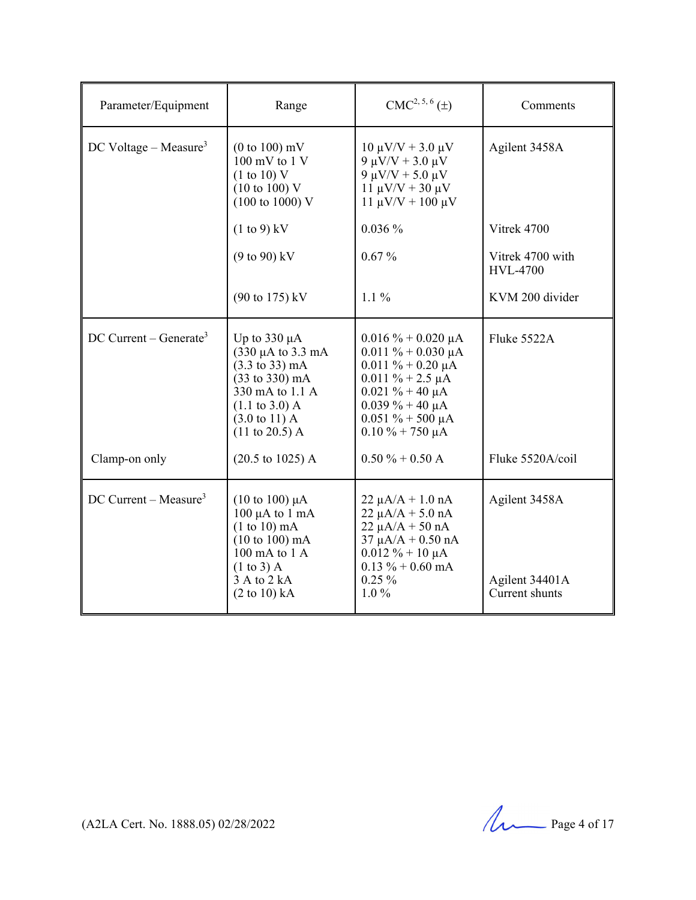| Parameter/Equipment | Range | CMC[2, 5, 6] (±) | Comments |
|---|---|---|---|
| DC Voltage – Measure[3] | (0 to 100) mV<br>100 mV to 1 V<br>(1 to 10) V<br>(10 to 100) V<br>(100 to 1000) V | 10 µV/V + 3.0 µV<br>9 µV/V + 3.0 µV<br>9 µV/V + 5.0 µV<br>11 µV/V + 30 µV<br>11 µV/V + 100 µV | Agilent 3458A |
| | (1 to 9) kV | 0.036 % | Vitrek 4700 |
| | (9 to 90) kV | 0.67 % | Vitrek 4700 with HVL-4700 |
| | (90 to 175) kV | 1.1 % | KVM 200 divider |
| DC Current – Generate[3] | Up to 330 µA<br>(330 µA to 3.3 mA<br>(3.3 to 33) mA<br>(33 to 330) mA<br>330 mA to 1.1 A<br>(1.1 to 3.0) A<br>(3.0 to 11) A<br>(11 to 20.5) A | 0.016 % + 0.020 µA<br>0.011 % + 0.030 µA<br>0.011 % + 0.20 µA<br>0.011 % + 2.5 µA<br>0.021 % + 40 µA<br>0.039 % + 40 µA<br>0.051 % + 500 µA<br>0.10 % + 750 µA | Fluke 5522A |
| Clamp-on only | (20.5 to 1025) A | 0.50 % + 0.50 A | Fluke 5520A/coil |
| DC Current – Measure[3] | (10 to 100) µA<br>100 µA to 1 mA<br>(1 to 10) mA<br>(10 to 100) mA<br>100 mA to 1 A<br>(1 to 3) A | 22 µA/A + 1.0 nA<br>22 µA/A + 5.0 nA<br>22 µA/A + 50 nA<br>37 µA/A + 0.50 nA<br>0.012 % + 10 µA<br>0.13 % + 0.60 mA | Agilent 3458A |
| | 3 A to 2 kA<br>(2 to 10) kA | 0.25 %<br>1.0 % | Agilent 34401A<br>Current shunts |

(A2LA Cert. No. 1888.05) 02/28/2022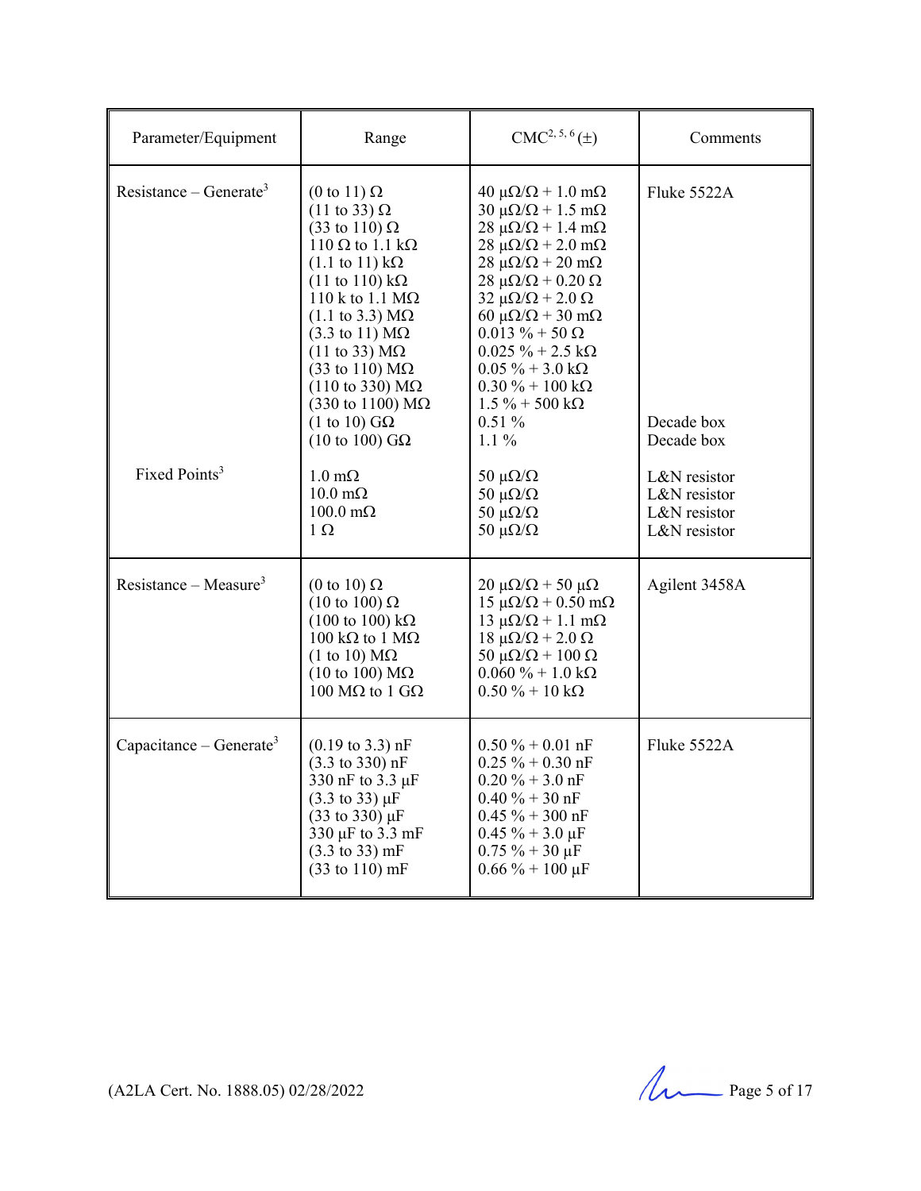| Parameter/Equipment | Range | CMC[2, 5, 6] (±) | Comments |
|---|---|---|---|
| Resistance – Generate[3] | (0 to 11) Ω | 40 µΩ/Ω + 1.0 mΩ | Fluke 5522A |
| | (11 to 33) Ω | 30 µΩ/Ω + 1.5 mΩ | |
| | (33 to 110) Ω | 28 µΩ/Ω + 1.4 mΩ | |
| | 110 Ω to 1.1 kΩ | 28 µΩ/Ω + 2.0 mΩ | |
| | (1.1 to 11) kΩ | 28 µΩ/Ω + 20 mΩ | |
| | (11 to 110) kΩ | 28 µΩ/Ω + 0.20 Ω | |
| | 110 k to 1.1 MΩ | 32 µΩ/Ω + 2.0 Ω | |
| | (1.1 to 3.3) MΩ | 60 µΩ/Ω + 30 mΩ | |
| | (3.3 to 11) MΩ | 0.013 % + 50 Ω | |
| | (11 to 33) MΩ | 0.025 % + 2.5 kΩ | |
| | (33 to 110) MΩ | 0.05 % + 3.0 kΩ | |
| | (110 to 330) MΩ | 0.30 % + 100 kΩ | |
| | (330 to 1100) MΩ | 1.5 % + 500 kΩ | |
| | (1 to 10) GΩ | 0.51 % | Decade box |
| | (10 to 100) GΩ | 1.1 % | Decade box |
| Fixed Points[3] | 1.0 mΩ | 50 µΩ/Ω | L&N resistor |
| | 10.0 mΩ | 50 µΩ/Ω | L&N resistor |
| | 100.0 mΩ | 50 µΩ/Ω | L&N resistor |
| | 1 Ω | 50 µΩ/Ω | L&N resistor |
| Resistance – Measure[3] | (0 to 10) Ω | 20 µΩ/Ω + 50 µΩ | Agilent 3458A |
| | (10 to 100) Ω | 15 µΩ/Ω + 0.50 mΩ | |
| | (100 to 100) kΩ | 13 µΩ/Ω + 1.1 mΩ | |
| | 100 kΩ to 1 MΩ | 18 µΩ/Ω + 2.0 Ω | |
| | (1 to 10) MΩ | 50 µΩ/Ω + 100 Ω | |
| | (10 to 100) MΩ | 0.060 % + 1.0 kΩ | |
| | 100 MΩ to 1 GΩ | 0.50 % + 10 kΩ | |
| Capacitance – Generate[3] | (0.19 to 3.3) nF | 0.50 % + 0.01 nF | Fluke 5522A |
| | (3.3 to 330) nF | 0.25 % + 0.30 nF | |
| | 330 nF to 3.3 µF | 0.20 % + 3.0 nF | |
| | (3.3 to 33) µF | 0.40 % + 30 nF | |
| | (33 to 330) µF | 0.45 % + 300 nF | |
| | 330 µF to 3.3 mF | 0.45 % + 3.0 µF | |
| | (3.3 to 33) mF | 0.75 % + 30 µF | |
| | (33 to 110) mF | 0.66 % + 100 µF | |

(A2LA Cert. No. 1888.05) 02/28/2022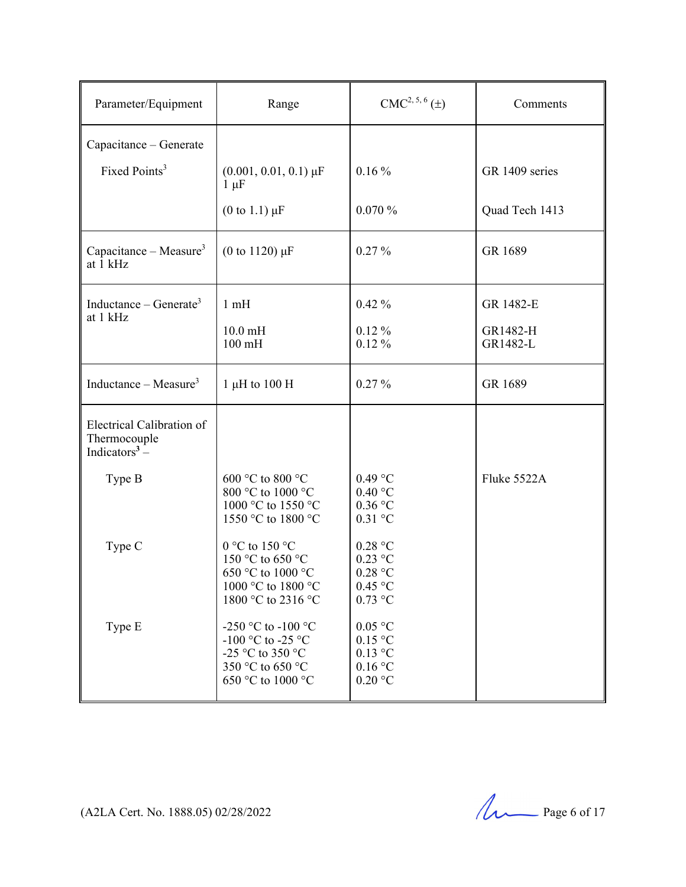| Parameter/Equipment | Range | CMC[2, 5, 6] (±) | Comments |
|---|---|---|---|
| Capacitance – Generate | | | |
| Fixed Points[3] | (0.001, 0.01, 0.1) µF<br>1 µF | 0.16 % | GR 1409 series |
| | (0 to 1.1) µF | 0.070 % | Quad Tech 1413 |
| Capacitance – Measure[3] at 1 kHz | (0 to 1120) µF | 0.27 % | GR 1689 |
| Inductance – Generate[3] at 1 kHz | 1 mH | 0.42 % | GR 1482-E |
| | 10.0 mH<br>100 mH | 0.12 %<br>0.12 % | GR1482-H<br>GR1482-L |
| Inductance – Measure[3] | 1 µH to 100 H | 0.27 % | GR 1689 |
| Electrical Calibration of Thermocouple Indicators[3] – | | | |
| Type B | 600 °C to 800 °C<br>800 °C to 1000 °C<br>1000 °C to 1550 °C<br>1550 °C to 1800 °C | 0.49 °C<br>0.40 °C<br>0.36 °C<br>0.31 °C | Fluke 5522A |
| Type C | 0 °C to 150 °C<br>150 °C to 650 °C<br>650 °C to 1000 °C<br>1000 °C to 1800 °C<br>1800 °C to 2316 °C | 0.28 °C<br>0.23 °C<br>0.28 °C<br>0.45 °C<br>0.73 °C | |
| Type E | -250 °C to -100 °C<br>-100 °C to -25 °C<br>-25 °C to 350 °C<br>350 °C to 650 °C<br>650 °C to 1000 °C | 0.05 °C<br>0.15 °C<br>0.13 °C<br>0.16 °C<br>0.20 °C | |

(A2LA Cert. No. 1888.05) 02/28/2022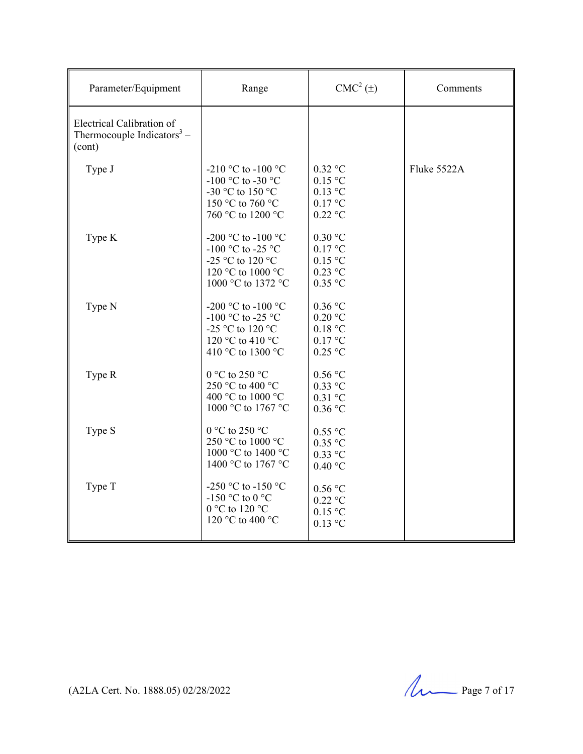| Parameter/Equipment | Range | CMC[2] (±) | Comments |
|---|---|---|---|
| Electrical Calibration of Thermocouple Indicators[3] – (cont) | | | |
| Type J | -210 °C to -100 °C<br>-100 °C to -30 °C<br>-30 °C to 150 °C<br>150 °C to 760 °C<br>760 °C to 1200 °C | 0.32 °C<br>0.15 °C<br>0.13 °C<br>0.17 °C<br>0.22 °C | Fluke 5522A |
| Type K | -200 °C to -100 °C<br>-100 °C to -25 °C<br>-25 °C to 120 °C<br>120 °C to 1000 °C<br>1000 °C to 1372 °C | 0.30 °C<br>0.17 °C<br>0.15 °C<br>0.23 °C<br>0.35 °C | |
| Type N | -200 °C to -100 °C<br>-100 °C to -25 °C<br>-25 °C to 120 °C<br>120 °C to 410 °C<br>410 °C to 1300 °C | 0.36 °C<br>0.20 °C<br>0.18 °C<br>0.17 °C<br>0.25 °C | |
| Type R | 0 °C to 250 °C<br>250 °C to 400 °C<br>400 °C to 1000 °C<br>1000 °C to 1767 °C | 0.56 °C<br>0.33 °C<br>0.31 °C<br>0.36 °C | |
| Type S | 0 °C to 250 °C<br>250 °C to 1000 °C<br>1000 °C to 1400 °C<br>1400 °C to 1767 °C | 0.55 °C<br>0.35 °C<br>0.33 °C<br>0.40 °C | |
| Type T | -250 °C to -150 °C<br>-150 °C to 0 °C<br>0 °C to 120 °C<br>120 °C to 400 °C | 0.56 °C<br>0.22 °C<br>0.15 °C<br>0.13 °C | |

(A2LA Cert. No. 1888.05) 02/28/2022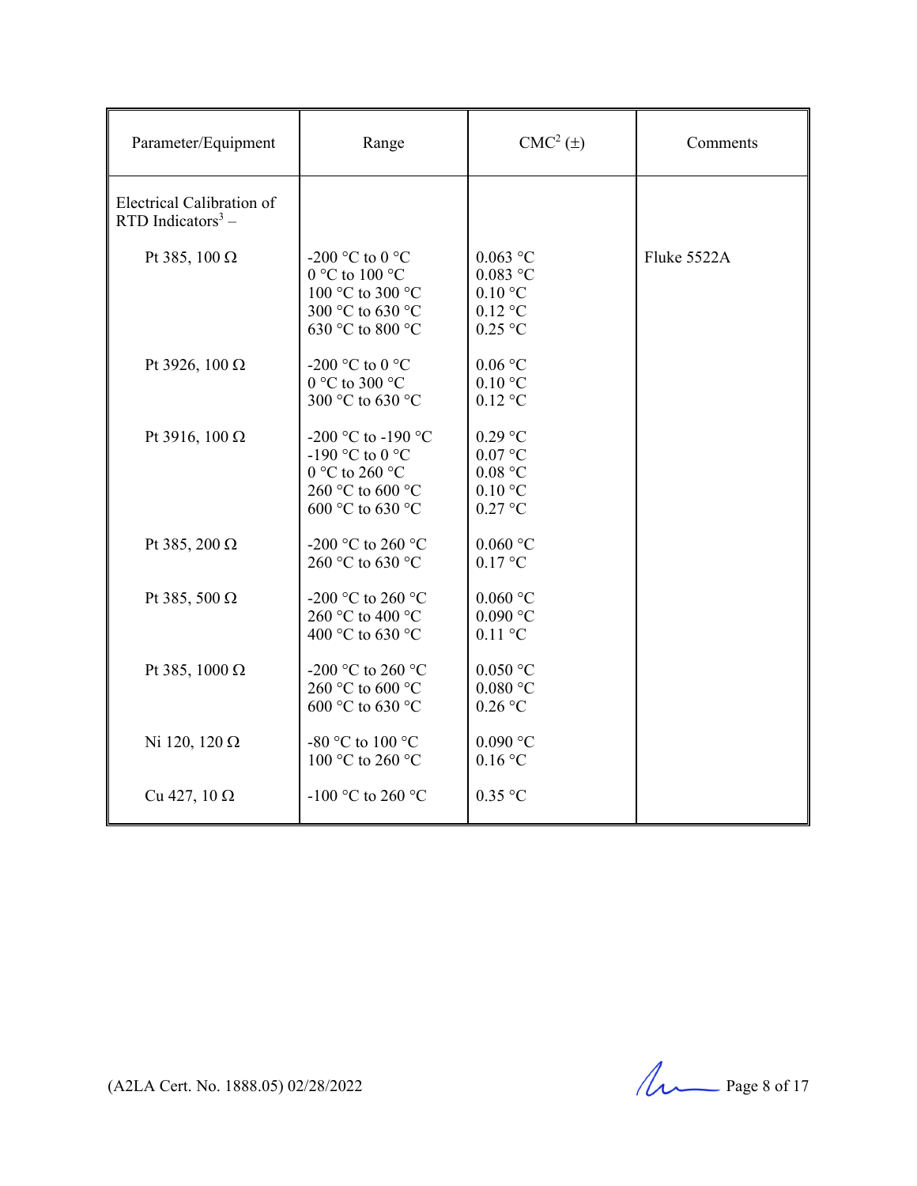| Parameter/Equipment | Range | CMC[2] (±) | Comments |
|---|---|---|---|
| Electrical Calibration of RTD Indicators[3] – | | | |
| Pt 385, 100 Ω | -200 °C to 0 °C<br>0 °C to 100 °C<br>100 °C to 300 °C<br>300 °C to 630 °C<br>630 °C to 800 °C | 0.063 °C<br>0.083 °C<br>0.10 °C<br>0.12 °C<br>0.25 °C | Fluke 5522A |
| Pt 3926, 100 Ω | -200 °C to 0 °C<br>0 °C to 300 °C<br>300 °C to 630 °C | 0.06 °C<br>0.10 °C<br>0.12 °C | |
| Pt 3916, 100 Ω | -200 °C to -190 °C<br>-190 °C to 0 °C<br>0 °C to 260 °C<br>260 °C to 600 °C<br>600 °C to 630 °C | 0.29 °C<br>0.07 °C<br>0.08 °C<br>0.10 °C<br>0.27 °C | |
| Pt 385, 200 Ω | -200 °C to 260 °C<br>260 °C to 630 °C | 0.060 °C<br>0.17 °C | |
| Pt 385, 500 Ω | -200 °C to 260 °C<br>260 °C to 400 °C<br>400 °C to 630 °C | 0.060 °C<br>0.090 °C<br>0.11 °C | |
| Pt 385, 1000 Ω | -200 °C to 260 °C<br>260 °C to 600 °C<br>600 °C to 630 °C | 0.050 °C<br>0.080 °C<br>0.26 °C | |
| Ni 120, 120 Ω | -80 °C to 100 °C<br>100 °C to 260 °C | 0.090 °C<br>0.16 °C | |
| Cu 427, 10 Ω | -100 °C to 260 °C | 0.35 °C | |

(A2LA Cert. No. 1888.05) 02/28/2022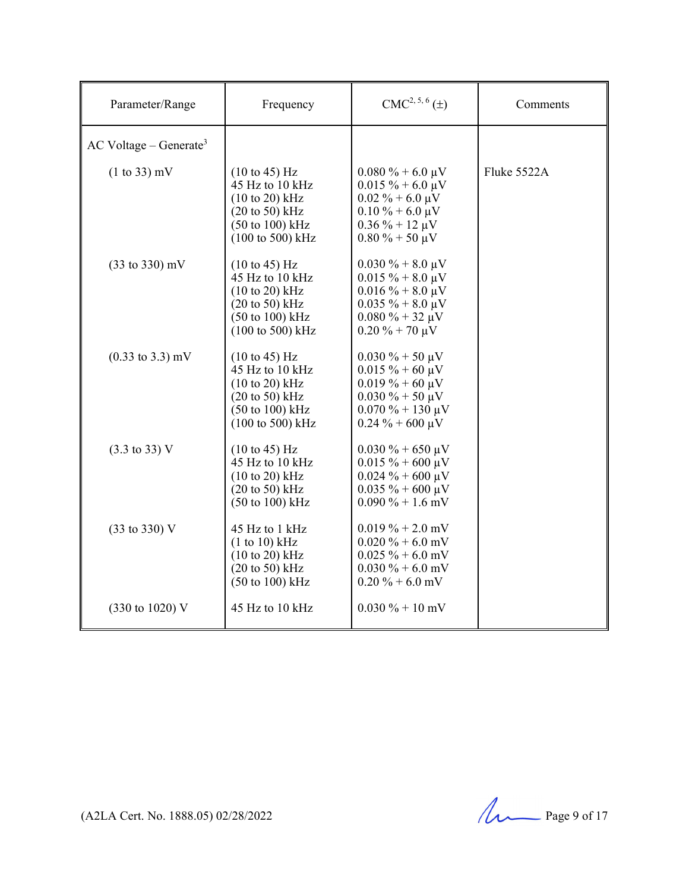| Parameter/Range | Frequency | CMC[2, 5, 6] (±) | Comments |
|---|---|---|---|
| AC Voltage – Generate[3] | | | |
| (1 to 33) mV | (10 to 45) Hz<br>45 Hz to 10 kHz<br>(10 to 20) kHz<br>(20 to 50) kHz<br>(50 to 100) kHz<br>(100 to 500) kHz | 0.080 % + 6.0 µV<br>0.015 % + 6.0 µV<br>0.02 % + 6.0 µV<br>0.10 % + 6.0 µV<br>0.36 % + 12 µV<br>0.80 % + 50 µV | Fluke 5522A |
| (33 to 330) mV | (10 to 45) Hz<br>45 Hz to 10 kHz<br>(10 to 20) kHz<br>(20 to 50) kHz<br>(50 to 100) kHz<br>(100 to 500) kHz | 0.030 % + 8.0 µV<br>0.015 % + 8.0 µV<br>0.016 % + 8.0 µV<br>0.035 % + 8.0 µV<br>0.080 % + 32 µV<br>0.20 % + 70 µV | |
| (0.33 to 3.3) mV | (10 to 45) Hz<br>45 Hz to 10 kHz<br>(10 to 20) kHz<br>(20 to 50) kHz<br>(50 to 100) kHz<br>(100 to 500) kHz | 0.030 % + 50 µV<br>0.015 % + 60 µV<br>0.019 % + 60 µV<br>0.030 % + 50 µV<br>0.070 % + 130 µV<br>0.24 % + 600 µV | |
| (3.3 to 33) V | (10 to 45) Hz<br>45 Hz to 10 kHz<br>(10 to 20) kHz<br>(20 to 50) kHz<br>(50 to 100) kHz | 0.030 % + 650 µV<br>0.015 % + 600 µV<br>0.024 % + 600 µV<br>0.035 % + 600 µV<br>0.090 % + 1.6 mV | |
| (33 to 330) V | 45 Hz to 1 kHz<br>(1 to 10) kHz<br>(10 to 20) kHz<br>(20 to 50) kHz<br>(50 to 100) kHz | 0.019 % + 2.0 mV<br>0.020 % + 6.0 mV<br>0.025 % + 6.0 mV<br>0.030 % + 6.0 mV<br>0.20 % + 6.0 mV | |
| (330 to 1020) V | 45 Hz to 10 kHz | 0.030 % + 10 mV | |

(A2LA Cert. No. 1888.05) 02/28/2022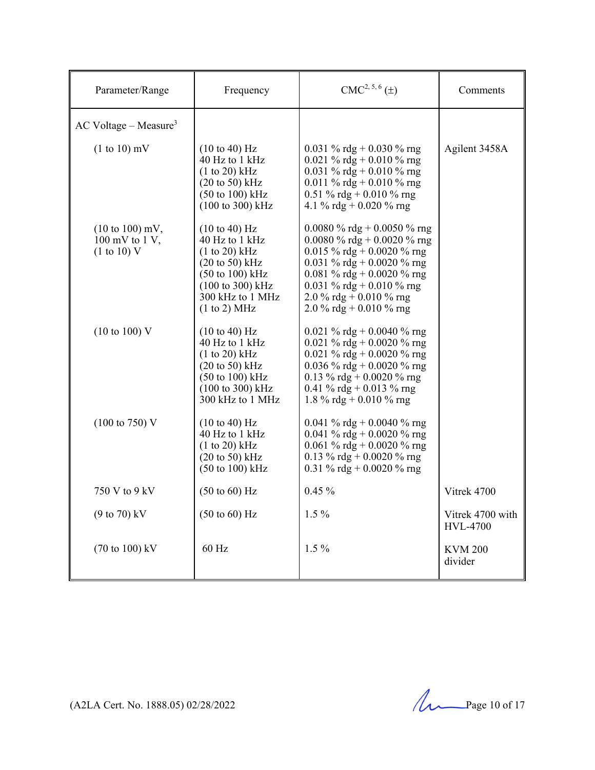| Parameter/Range | Frequency | CMC[2, 5, 6] (±) | Comments |
|---|---|---|---|
| AC Voltage – Measure[3] | | | |
| (1 to 10) mV | (10 to 40) Hz<br>40 Hz to 1 kHz<br>(1 to 20) kHz<br>(20 to 50) kHz<br>(50 to 100) kHz<br>(100 to 300) kHz | 0.031 % rdg + 0.030 % rng<br>0.021 % rdg + 0.010 % rng<br>0.031 % rdg + 0.010 % rng<br>0.011 % rdg + 0.010 % rng<br>0.51 % rdg + 0.010 % rng<br>4.1 % rdg + 0.020 % rng | Agilent 3458A |
| (10 to 100) mV,<br>100 mV to 1 V,<br>(1 to 10) V | (10 to 40) Hz<br>40 Hz to 1 kHz<br>(1 to 20) kHz<br>(20 to 50) kHz<br>(50 to 100) kHz<br>(100 to 300) kHz<br>300 kHz to 1 MHz<br>(1 to 2) MHz | 0.0080 % rdg + 0.0050 % rng<br>0.0080 % rdg + 0.0020 % rng<br>0.015 % rdg + 0.0020 % rng<br>0.031 % rdg + 0.0020 % rng<br>0.081 % rdg + 0.0020 % rng<br>0.031 % rdg + 0.010 % rng<br>2.0 % rdg + 0.010 % rng<br>2.0 % rdg + 0.010 % rng | |
| (10 to 100) V | (10 to 40) Hz<br>40 Hz to 1 kHz<br>(1 to 20) kHz<br>(20 to 50) kHz<br>(50 to 100) kHz<br>(100 to 300) kHz<br>300 kHz to 1 MHz | 0.021 % rdg + 0.0040 % rng<br>0.021 % rdg + 0.0020 % rng<br>0.021 % rdg + 0.0020 % rng<br>0.036 % rdg + 0.0020 % rng<br>0.13 % rdg + 0.0020 % rng<br>0.41 % rdg + 0.013 % rng<br>1.8 % rdg + 0.010 % rng | |
| (100 to 750) V | (10 to 40) Hz<br>40 Hz to 1 kHz<br>(1 to 20) kHz<br>(20 to 50) kHz<br>(50 to 100) kHz | 0.041 % rdg + 0.0040 % rng<br>0.041 % rdg + 0.0020 % rng<br>0.061 % rdg + 0.0020 % rng<br>0.13 % rdg + 0.0020 % rng<br>0.31 % rdg + 0.0020 % rng | |
| 750 V to 9 kV | (50 to 60) Hz | 0.45 % | Vitrek 4700 |
| (9 to 70) kV | (50 to 60) Hz | 1.5 % | Vitrek 4700 with HVL-4700 |
| (70 to 100) kV | 60 Hz | 1.5 % | KVM 200 divider |

(A2LA Cert. No. 1888.05) 02/28/2022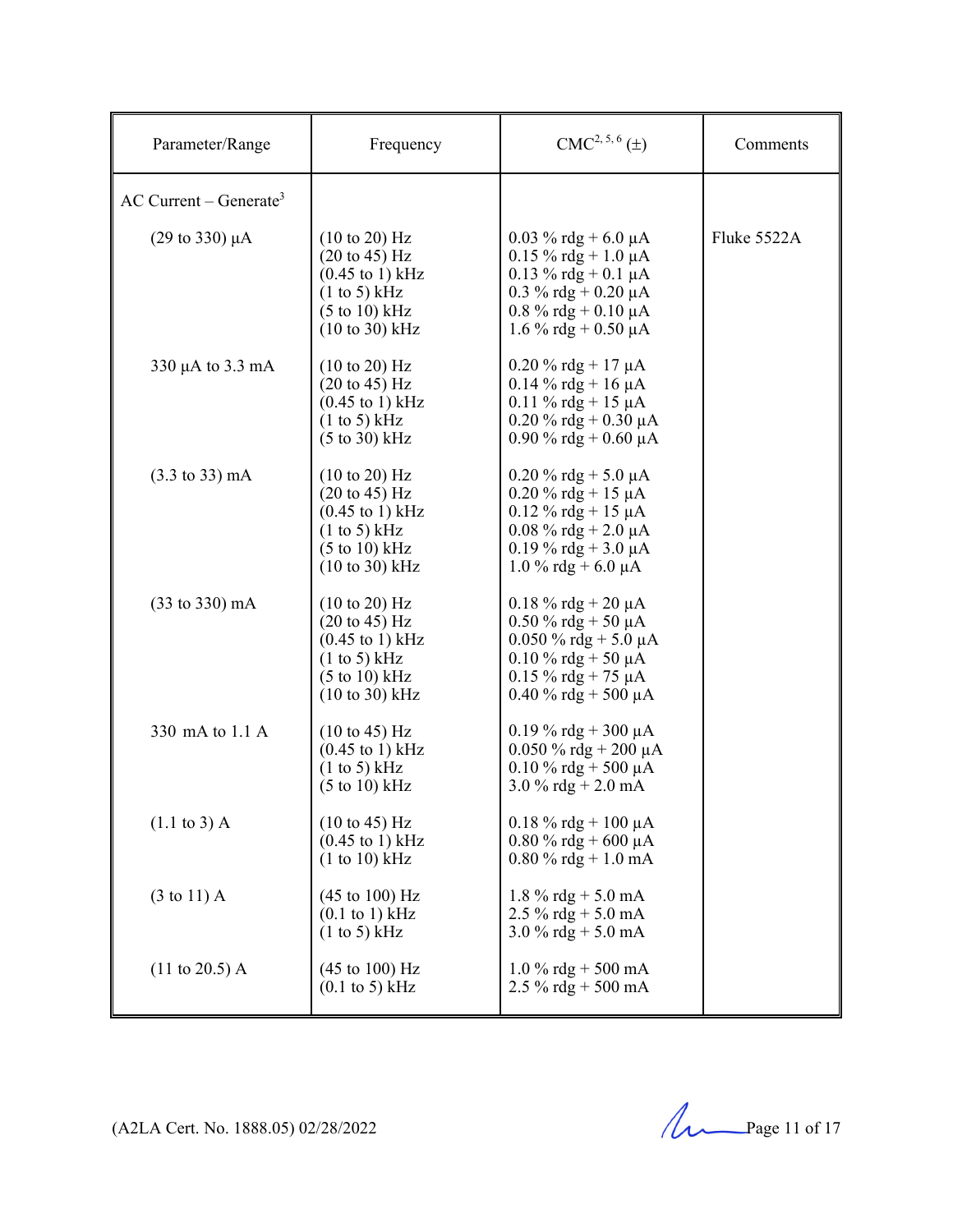| Parameter/Range | Frequency | CMC[2, 5, 6] (±) | Comments |
|---|---|---|---|
| AC Current – Generate[3] | | | |
| (29 to 330) µA | (10 to 20) Hz<br>(20 to 45) Hz<br>(0.45 to 1) kHz<br>(1 to 5) kHz<br>(5 to 10) kHz<br>(10 to 30) kHz | 0.03 % rdg + 6.0 µA<br>0.15 % rdg + 1.0 µA<br>0.13 % rdg + 0.1 µA<br>0.3 % rdg + 0.20 µA<br>0.8 % rdg + 0.10 µA<br>1.6 % rdg + 0.50 µA | Fluke 5522A |
| 330 µA to 3.3 mA | (10 to 20) Hz<br>(20 to 45) Hz<br>(0.45 to 1) kHz<br>(1 to 5) kHz<br>(5 to 30) kHz | 0.20 % rdg + 17 µA<br>0.14 % rdg + 16 µA<br>0.11 % rdg + 15 µA<br>0.20 % rdg + 0.30 µA<br>0.90 % rdg + 0.60 µA | |
| (3.3 to 33) mA | (10 to 20) Hz<br>(20 to 45) Hz<br>(0.45 to 1) kHz<br>(1 to 5) kHz<br>(5 to 10) kHz<br>(10 to 30) kHz | 0.20 % rdg + 5.0 µA<br>0.20 % rdg + 15 µA<br>0.12 % rdg + 15 µA<br>0.08 % rdg + 2.0 µA<br>0.19 % rdg + 3.0 µA<br>1.0 % rdg + 6.0 µA | |
| (33 to 330) mA | (10 to 20) Hz<br>(20 to 45) Hz<br>(0.45 to 1) kHz<br>(1 to 5) kHz<br>(5 to 10) kHz<br>(10 to 30) kHz | 0.18 % rdg + 20 µA<br>0.50 % rdg + 50 µA<br>0.050 % rdg + 5.0 µA<br>0.10 % rdg + 50 µA<br>0.15 % rdg + 75 µA<br>0.40 % rdg + 500 µA | |
| 330 mA to 1.1 A | (10 to 45) Hz<br>(0.45 to 1) kHz<br>(1 to 5) kHz<br>(5 to 10) kHz | 0.19 % rdg + 300 µA<br>0.050 % rdg + 200 µA<br>0.10 % rdg + 500 µA<br>3.0 % rdg + 2.0 mA | |
| (1.1 to 3) A | (10 to 45) Hz<br>(0.45 to 1) kHz<br>(1 to 10) kHz | 0.18 % rdg + 100 µA<br>0.80 % rdg + 600 µA<br>0.80 % rdg + 1.0 mA | |
| (3 to 11) A | (45 to 100) Hz<br>(0.1 to 1) kHz<br>(1 to 5) kHz | 1.8 % rdg + 5.0 mA<br>2.5 % rdg + 5.0 mA<br>3.0 % rdg + 5.0 mA | |
| (11 to 20.5) A | (45 to 100) Hz<br>(0.1 to 5) kHz | 1.0 % rdg + 500 mA<br>2.5 % rdg + 500 mA | |

(A2LA Cert. No. 1888.05) 02/28/2022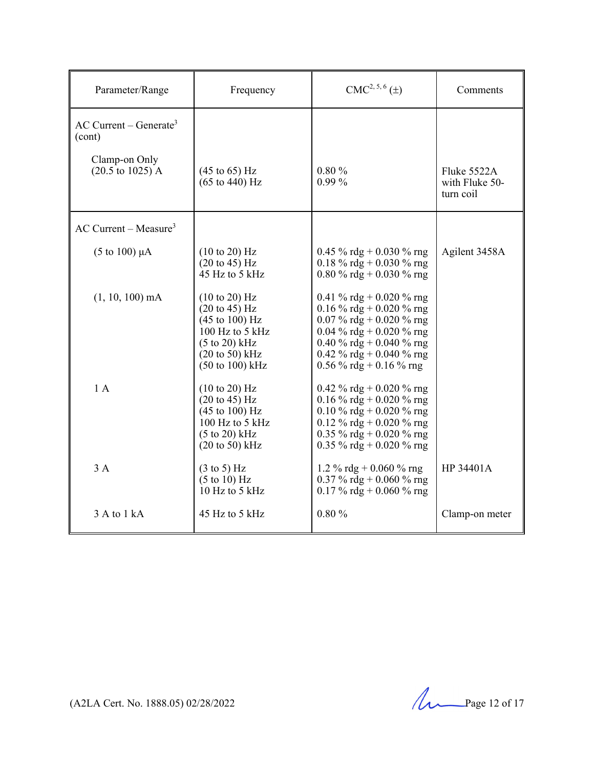| Parameter/Range | Frequency | CMC[2, 5, 6] (±) | Comments |
|---|---|---|---|
| AC Current – Generate[3] (cont) | | | |
| Clamp-on Only (20.5 to 1025) A | (45 to 65) Hz<br>(65 to 440) Hz | 0.80 %<br>0.99 % | Fluke 5522A with Fluke 50-turn coil |
| AC Current – Measure[3] | | | |
| (5 to 100) µA | (10 to 20) Hz<br>(20 to 45) Hz<br>45 Hz to 5 kHz | 0.45 % rdg + 0.030 % rng<br>0.18 % rdg + 0.030 % rng<br>0.80 % rdg + 0.030 % rng | Agilent 3458A |
| (1, 10, 100) mA | (10 to 20) Hz<br>(20 to 45) Hz<br>(45 to 100) Hz<br>100 Hz to 5 kHz<br>(5 to 20) kHz<br>(20 to 50) kHz<br>(50 to 100) kHz | 0.41 % rdg + 0.020 % rng<br>0.16 % rdg + 0.020 % rng<br>0.07 % rdg + 0.020 % rng<br>0.04 % rdg + 0.020 % rng<br>0.40 % rdg + 0.040 % rng<br>0.42 % rdg + 0.040 % rng<br>0.56 % rdg + 0.16 % rng | |
| 1 A | (10 to 20) Hz<br>(20 to 45) Hz<br>(45 to 100) Hz<br>100 Hz to 5 kHz<br>(5 to 20) kHz<br>(20 to 50) kHz | 0.42 % rdg + 0.020 % rng<br>0.16 % rdg + 0.020 % rng<br>0.10 % rdg + 0.020 % rng<br>0.12 % rdg + 0.020 % rng<br>0.35 % rdg + 0.020 % rng<br>0.35 % rdg + 0.020 % rng | |
| 3 A | (3 to 5) Hz<br>(5 to 10) Hz<br>10 Hz to 5 kHz | 1.2 % rdg + 0.060 % rng<br>0.37 % rdg + 0.060 % rng<br>0.17 % rdg + 0.060 % rng | HP 34401A |
| 3 A to 1 kA | 45 Hz to 5 kHz | 0.80 % | Clamp-on meter |

(A2LA Cert. No. 1888.05) 02/28/2022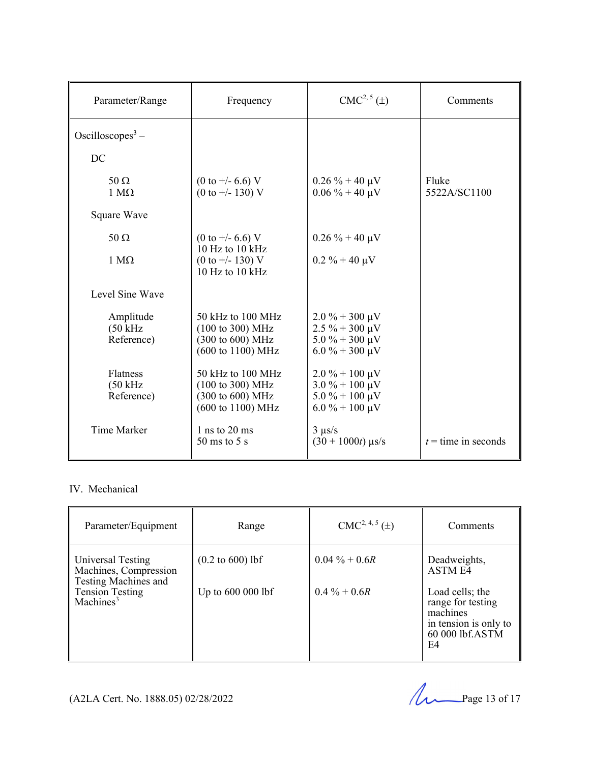| Parameter/Range | Frequency | CMC[2, 5] (±) | Comments |
|---|---|---|---|
| Oscilloscopes[3] – | | | |
| DC | | | |
| 50 Ω<br>1 MΩ | (0 to +/- 6.6) V<br>(0 to +/- 130) V | 0.26 % + 40 μV<br>0.06 % + 40 μV | Fluke 5522A/SC1100 |
| Square Wave | | | |
| 50 Ω | (0 to +/- 6.6) V<br>10 Hz to 10 kHz | 0.26 % + 40 μV | |
| 1 MΩ | (0 to +/- 130) V<br>10 Hz to 10 kHz | 0.2 % + 40 μV | |
| Level Sine Wave | | | |
| Amplitude (50 kHz Reference) | 50 kHz to 100 MHz<br>(100 to 300) MHz<br>(300 to 600) MHz<br>(600 to 1100) MHz | 2.0 % + 300 μV<br>2.5 % + 300 μV<br>5.0 % + 300 μV<br>6.0 % + 300 μV | |
| Flatness (50 kHz Reference) | 50 kHz to 100 MHz<br>(100 to 300) MHz<br>(300 to 600) MHz<br>(600 to 1100) MHz | 2.0 % + 100 μV<br>3.0 % + 100 μV<br>5.0 % + 100 μV<br>6.0 % + 100 μV | |
| Time Marker | 1 ns to 20 ms<br>50 ms to 5 s | 3 μs/s<br>(30 + 1000$t$) μs/s | <br>$t$ = time in seconds |

IV. Mechanical

| Parameter/Equipment | Range | CMC[2, 4, 5] (±) | Comments |
|---|---|---|---|
| Universal Testing Machines, Compression Testing Machines and Tension Testing Machines[3] | (0.2 to 600) lbf | 0.04 % + 0.6$R$ | Deadweights, ASTM E4 |
| | Up to 600 000 lbf | 0.4 % + 0.6$R$ | Load cells; the range for testing machines in tension is only to 60 000 lbf.ASTM E4 |

(A2LA Cert. No. 1888.05) 02/28/2022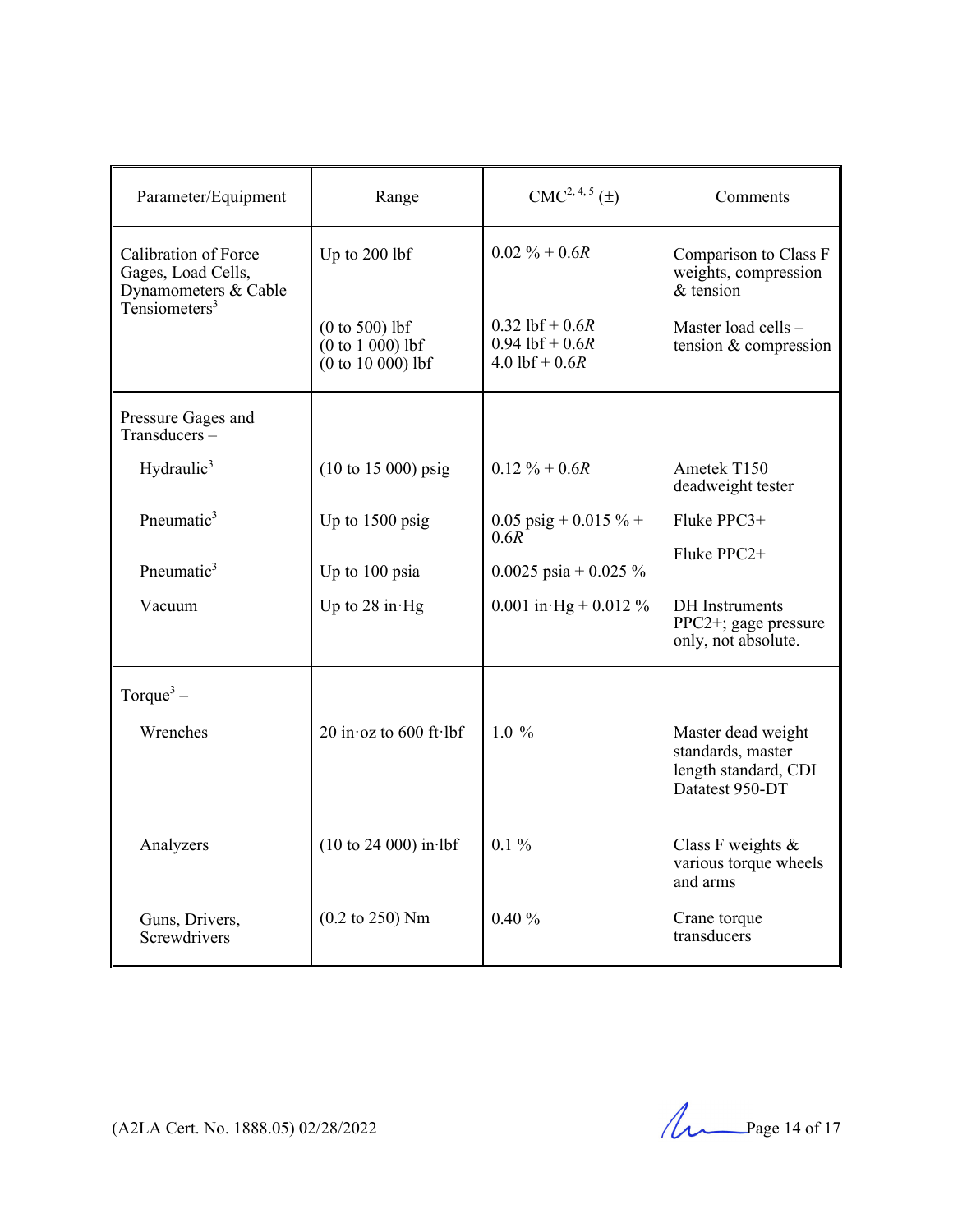| Parameter/Equipment | Range | CMC[2, 4, 5] (±) | Comments |
|---|---|---|---|
| Calibration of Force Gages, Load Cells, Dynamometers & Cable Tensiometers[3] | Up to 200 lbf | 0.02 % + 0.6*R* | Comparison to Class F weights, compression & tension |
| | (0 to 500) lbf<br>(0 to 1 000) lbf<br>(0 to 10 000) lbf | 0.32 lbf + 0.6*R*<br>0.94 lbf + 0.6*R*<br>4.0 lbf + 0.6*R* | Master load cells – tension & compression |
| Pressure Gages and Transducers – | | | |
| Hydraulic[3] | (10 to 15 000) psig | 0.12 % + 0.6*R* | Ametek T150 deadweight tester |
| Pneumatic[3] | Up to 1500 psig | 0.05 psig + 0.015 % + 0.6*R* | Fluke PPC3+ |
| Pneumatic[3] | Up to 100 psia | 0.0025 psia + 0.025 % | Fluke PPC2+ |
| Vacuum | Up to 28 in·Hg | 0.001 in·Hg + 0.012 % | DH Instruments PPC2+; gage pressure only, not absolute. |
| Torque[3] – | | | |
| Wrenches | 20 in·oz to 600 ft·lbf | 1.0 % | Master dead weight standards, master length standard, CDI Datatest 950-DT |
| Analyzers | (10 to 24 000) in·lbf | 0.1 % | Class F weights & various torque wheels and arms |
| Guns, Drivers, Screwdrivers | (0.2 to 250) Nm | 0.40 % | Crane torque transducers |

(A2LA Cert. No. 1888.05) 02/28/2022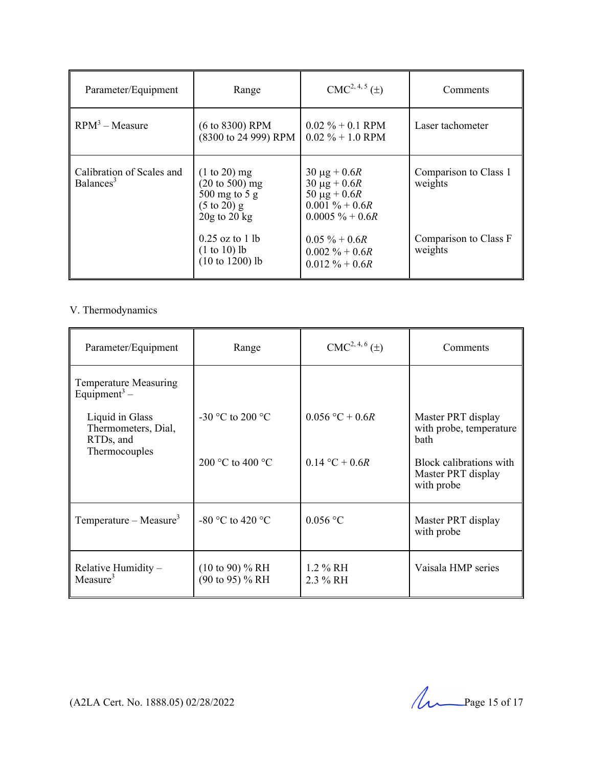| Parameter/Equipment | Range | CMC[2, 4, 5] (±) | Comments |
|---|---|---|---|
| RPM[3] – Measure | (6 to 8300) RPM<br>(8300 to 24 999) RPM | 0.02 % + 0.1 RPM<br>0.02 % + 1.0 RPM | Laser tachometer |
| Calibration of Scales and Balances[3] | (1 to 20) mg<br>(20 to 500) mg<br>500 mg to 5 g<br>(5 to 20) g<br>20g to 20 kg | 30 µg + 0.6*R*<br>30 µg + 0.6*R*<br>50 µg + 0.6*R*<br>0.001 % + 0.6*R*<br>0.0005 % + 0.6*R* | Comparison to Class 1 weights |
| | 0.25 oz to 1 lb<br>(1 to 10) lb<br>(10 to 1200) lb | 0.05 % + 0.6*R*<br>0.002 % + 0.6*R*<br>0.012 % + 0.6*R* | Comparison to Class F weights |

V. Thermodynamics

| Parameter/Equipment | Range | CMC[2, 4, 6] (±) | Comments |
|---|---|---|---|
| Temperature Measuring Equipment[3] – | | | |
| Liquid in Glass Thermometers, Dial, RTDs, and Thermocouples | -30 °C to 200 °C | 0.056 °C + 0.6*R* | Master PRT display with probe, temperature bath |
| | 200 °C to 400 °C | 0.14 °C + 0.6*R* | Block calibrations with Master PRT display with probe |
| Temperature – Measure[3] | -80 °C to 420 °C | 0.056 °C | Master PRT display with probe |
| Relative Humidity – Measure[3] | (10 to 90) % RH<br>(90 to 95) % RH | 1.2 % RH<br>2.3 % RH | Vaisala HMP series |

(A2LA Cert. No. 1888.05) 02/28/2022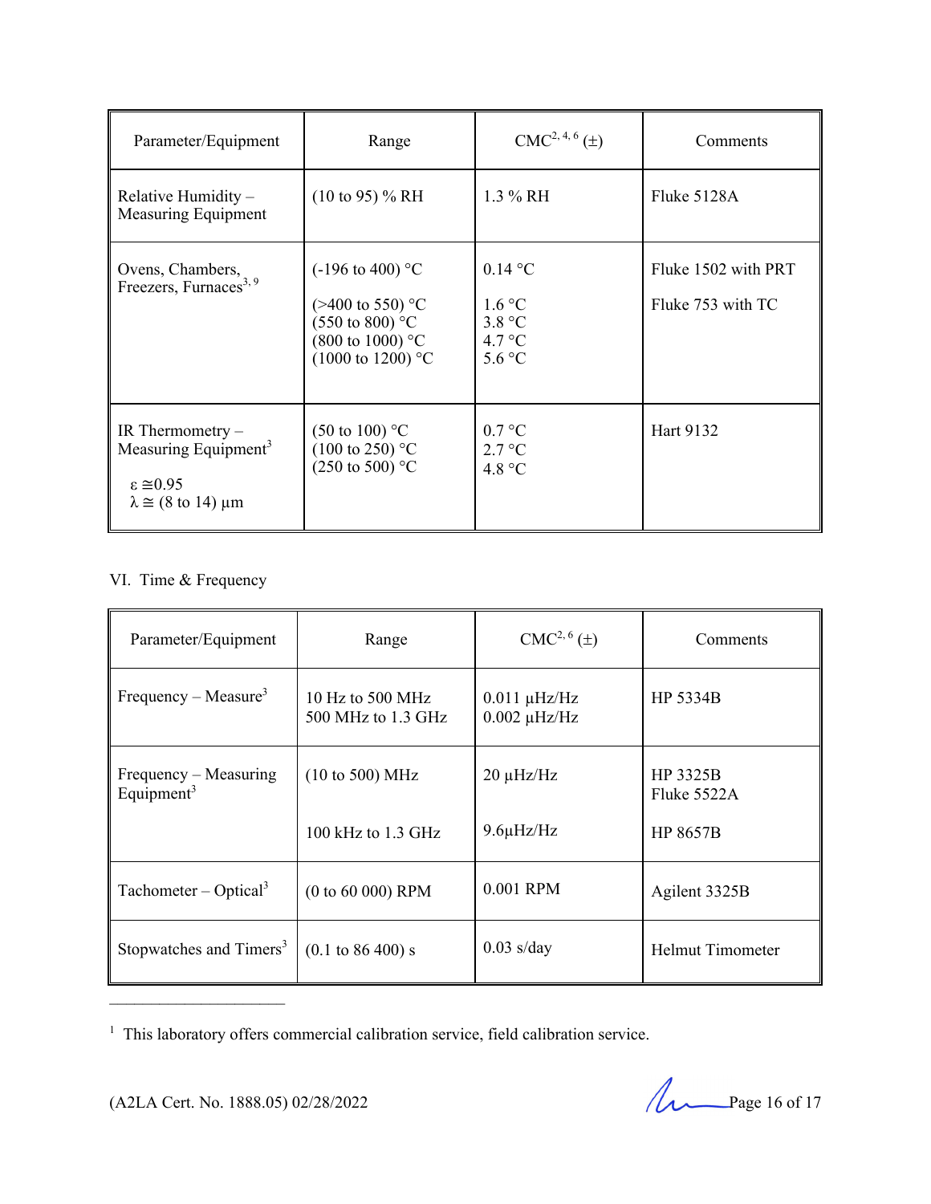| Parameter/Equipment | Range | CMC[2, 4, 6] (±) | Comments |
|---|---|---|---|
| Relative Humidity – Measuring Equipment | (10 to 95) % RH | 1.3 % RH | Fluke 5128A |
| Ovens, Chambers, Freezers, Furnaces[3, 9] | (-196 to 400) °C<br><br>(>400 to 550) °C<br>(550 to 800) °C<br>(800 to 1000) °C<br>(1000 to 1200) °C | 0.14 °C<br><br>1.6 °C<br>3.8 °C<br>4.7 °C<br>5.6 °C | Fluke 1502 with PRT<br><br>Fluke 753 with TC |
| IR Thermometry – Measuring Equipment[3]<br><br>ε ≅0.95<br>λ ≅ (8 to 14) µm | (50 to 100) °C<br>(100 to 250) °C<br>(250 to 500) °C | 0.7 °C<br>2.7 °C<br>4.8 °C | Hart 9132 |

VI. Time & Frequency

| Parameter/Equipment | Range | CMC[2, 6] (±) | Comments |
|---|---|---|---|
| Frequency – Measure[3] | 10 Hz to 500 MHz<br>500 MHz to 1.3 GHz | 0.011 µHz/Hz<br>0.002 µHz/Hz | HP 5334B |
| Frequency – Measuring Equipment[3] | (10 to 500) MHz<br><br>100 kHz to 1.3 GHz | 20 µHz/Hz<br><br>9.6µHz/Hz | HP 3325B<br>Fluke 5522A<br><br>HP 8657B |
| Tachometer – Optical[3] | (0 to 60 000) RPM | 0.001 RPM | Agilent 3325B |
| Stopwatches and Timers[3] | (0.1 to 86 400) s | 0.03 s/day | Helmut Timometer |

---

[1] This laboratory offers commercial calibration service, field calibration service.

(A2LA Cert. No. 1888.05) 02/28/2022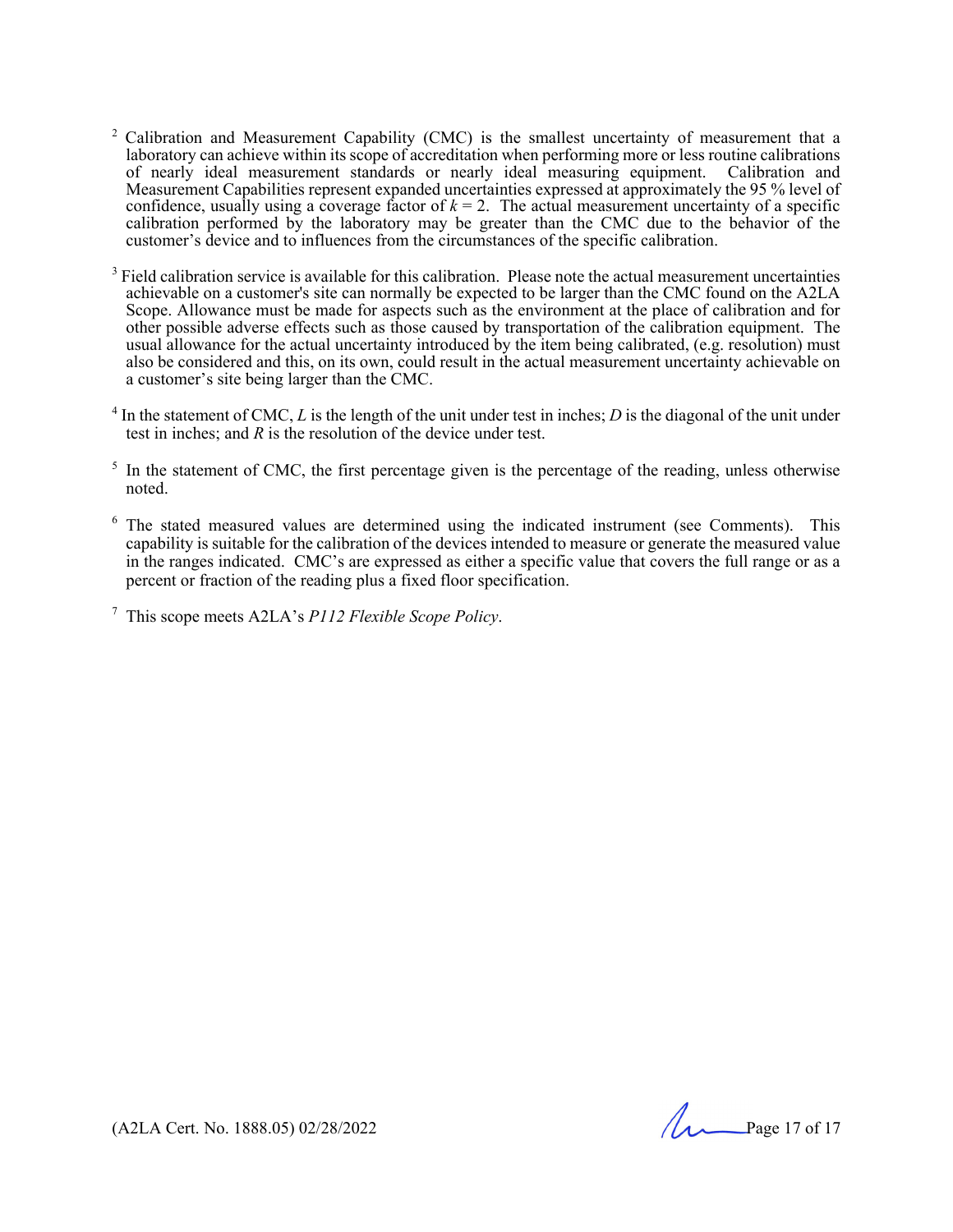[2] Calibration and Measurement Capability (CMC) is the smallest uncertainty of measurement that a laboratory can achieve within its scope of accreditation when performing more or less routine calibrations of nearly ideal measurement standards or nearly ideal measuring equipment. Calibration and Measurement Capabilities represent expanded uncertainties expressed at approximately the 95 % level of confidence, usually using a coverage factor of $k = 2$. The actual measurement uncertainty of a specific calibration performed by the laboratory may be greater than the CMC due to the behavior of the customer's device and to influences from the circumstances of the specific calibration.

[3] Field calibration service is available for this calibration. Please note the actual measurement uncertainties achievable on a customer's site can normally be expected to be larger than the CMC found on the A2LA Scope. Allowance must be made for aspects such as the environment at the place of calibration and for other possible adverse effects such as those caused by transportation of the calibration equipment. The usual allowance for the actual uncertainty introduced by the item being calibrated, (e.g. resolution) must also be considered and this, on its own, could result in the actual measurement uncertainty achievable on a customer's site being larger than the CMC.

[4] In the statement of CMC, $L$ is the length of the unit under test in inches; $D$ is the diagonal of the unit under test in inches; and $R$ is the resolution of the device under test.

[5] In the statement of CMC, the first percentage given is the percentage of the reading, unless otherwise noted.

[6] The stated measured values are determined using the indicated instrument (see Comments). This capability is suitable for the calibration of the devices intended to measure or generate the measured value in the ranges indicated. CMC's are expressed as either a specific value that covers the full range or as a percent or fraction of the reading plus a fixed floor specification.

[7] This scope meets A2LA's *P112 Flexible Scope Policy*.

(A2LA Cert. No. 1888.05) 02/28/2022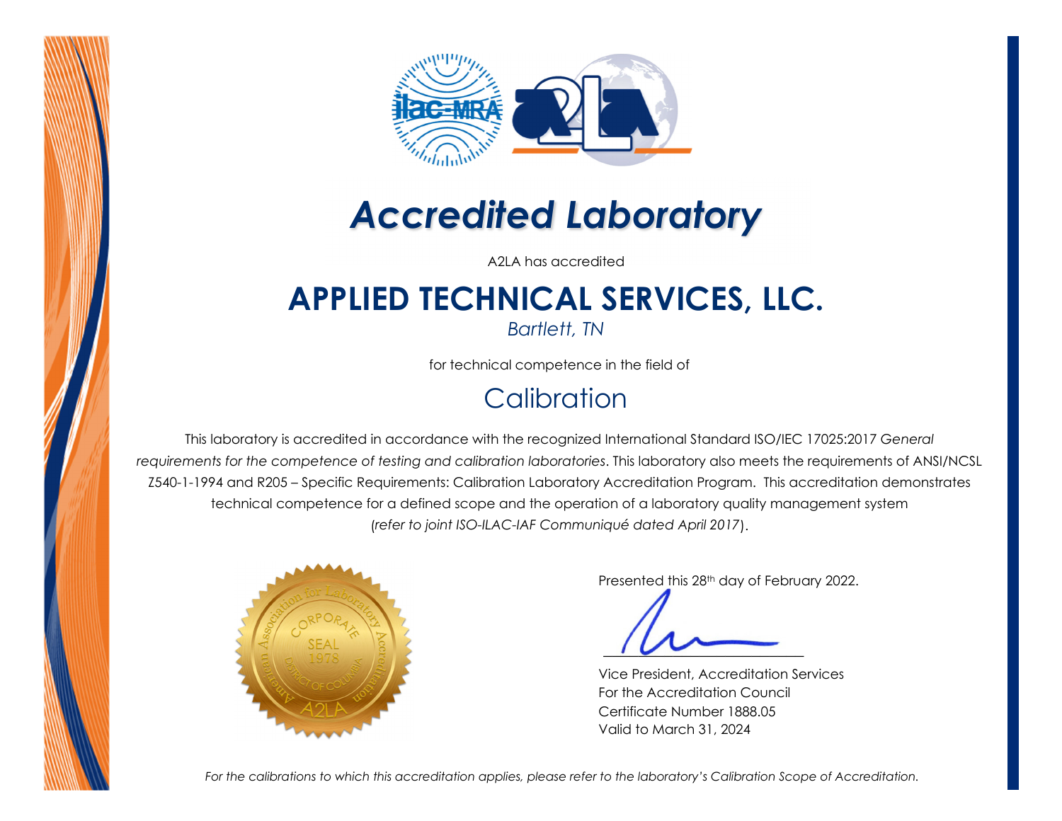# Accredited Laboratory

A2LA has accredited

## APPLIED TECHNICAL SERVICES, LLC.

*Bartlett, TN*

for technical competence in the field of

## Calibration

This laboratory is accredited in accordance with the recognized International Standard ISO/IEC 17025:2017 *General requirements for the competence of testing and calibration laboratories*. This laboratory also meets the requirements of ANSI/NCSL Z540-1-1994 and R205 – Specific Requirements: Calibration Laboratory Accreditation Program. This accreditation demonstrates technical competence for a defined scope and the operation of a laboratory quality management system (*refer to joint ISO-ILAC-IAF Communiqué dated April 2017*).

Presented this 28th day of February 2022.

Vice President, Accreditation Services
For the Accreditation Council
Certificate Number 1888.05
Valid to March 31, 2024

*For the calibrations to which this accreditation applies, please refer to the laboratory's Calibration Scope of Accreditation.*